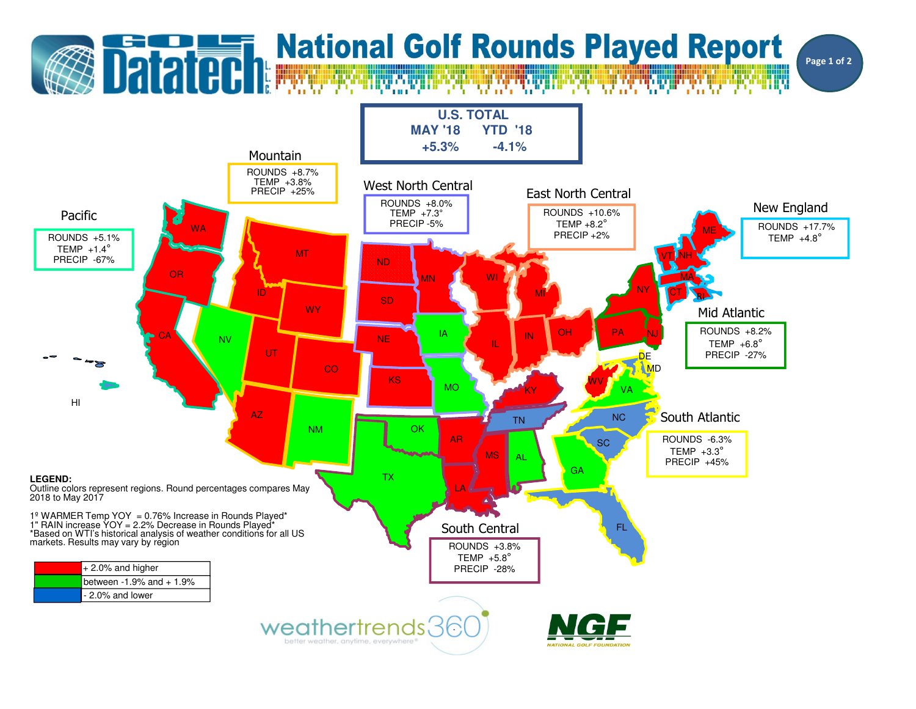# Golf Datatech L.L.C. National Golf Rounds Played Report

## U.S. TOTAL

| MAY '18 | YTD '18 |
|---|---|
| +5.3% | -4.1% |

### Pacific
ROUNDS +5.1%
TEMP +1.4°
PRECIP -67%

### Mountain
ROUNDS +8.7%
TEMP +3.8%
PRECIP +25%

### West North Central
ROUNDS +8.0%
TEMP +7.3°
PRECIP -5%

### East North Central
ROUNDS +10.6%
TEMP +8.2°
PRECIP +2%

### New England
ROUNDS +17.7%
TEMP +4.8°

### Mid Atlantic
ROUNDS +8.2%
TEMP +6.8°
PRECIP -27%

### South Atlantic
ROUNDS -6.3%
TEMP +3.3°
PRECIP +45%

### South Central
ROUNDS +3.8%
TEMP +5.8°
PRECIP -28%

WA, OR, CA, HI, MT, ID, WY, NV, UT, CO, AZ, NM, ND, SD, NE, KS, MN, IA, MO, WI, MI, IL, IN, OH, ME, VT, NH, MA, CT, RI, NY, PA, NJ, DE, MD, WV, VA, NC, SC, GA, FL, KY, TN, OK, TX, AR, LA, MS, AL

**LEGEND:**
Outline colors represent regions. Round percentages compares May 2018 to May 2017

1º WARMER Temp YOY = 0.76% Increase in Rounds Played*
1" RAIN increase YOY = 2.2% Decrease in Rounds Played*
*Based on WTI's historical analysis of weather conditions for all US markets. Results may vary by region

| Color | Range |
|---|---|
| Red | + 2.0% and higher |
| Green | between -1.9% and + 1.9% |
| Blue | - 2.0% and lower |

weathertrends360 — better weather, anytime, everywhere®

NGF — NATIONAL GOLF FOUNDATION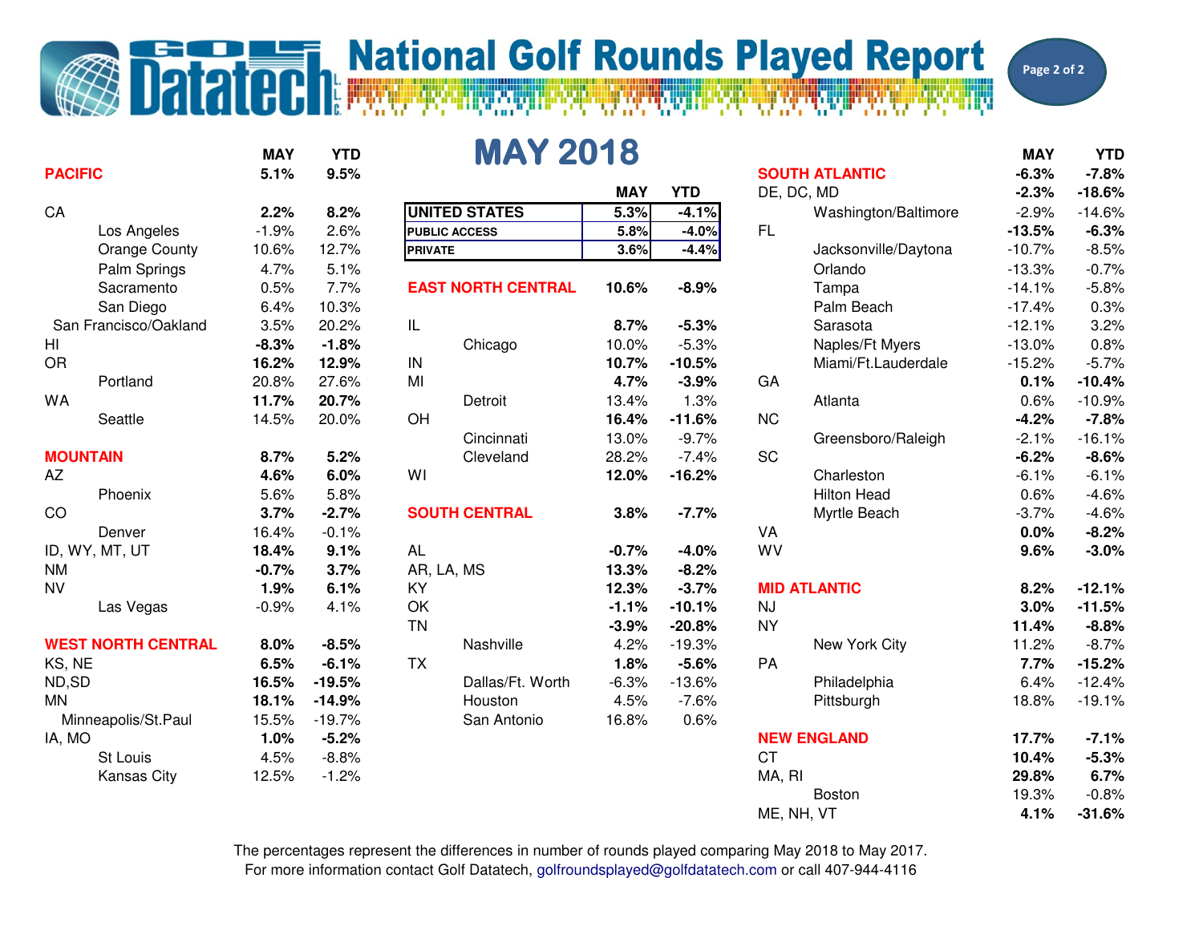# National Golf Rounds Played Report

## MAY 2018

| | MAY | YTD |
|---|---|---|
| **UNITED STATES** | 5.3% | -4.1% |
| **PUBLIC ACCESS** | 5.8% | -4.0% |
| **PRIVATE** | 3.6% | -4.4% |

| | MAY | YTD |
|---|---|---|
| **PACIFIC** | **5.1%** | **9.5%** |
| CA | **2.2%** | **8.2%** |
| Los Angeles | -1.9% | 2.6% |
| Orange County | 10.6% | 12.7% |
| Palm Springs | 4.7% | 5.1% |
| Sacramento | 0.5% | 7.7% |
| San Diego | 6.4% | 10.3% |
| San Francisco/Oakland | 3.5% | 20.2% |
| HI | **-8.3%** | **-1.8%** |
| OR | **16.2%** | **12.9%** |
| Portland | 20.8% | 27.6% |
| WA | **11.7%** | **20.7%** |
| Seattle | 14.5% | 20.0% |
| **MOUNTAIN** | **8.7%** | **5.2%** |
| AZ | **4.6%** | **6.0%** |
| Phoenix | 5.6% | 5.8% |
| CO | **3.7%** | **-2.7%** |
| Denver | 16.4% | -0.1% |
| ID, WY, MT, UT | **18.4%** | **9.1%** |
| NM | **-0.7%** | **3.7%** |
| NV | **1.9%** | **6.1%** |
| Las Vegas | -0.9% | 4.1% |
| **WEST NORTH CENTRAL** | **8.0%** | **-8.5%** |
| KS, NE | **6.5%** | **-6.1%** |
| ND,SD | **16.5%** | **-19.5%** |
| MN | **18.1%** | **-14.9%** |
| Minneapolis/St.Paul | 15.5% | -19.7% |
| IA, MO | **1.0%** | **-5.2%** |
| St Louis | 4.5% | -8.8% |
| Kansas City | 12.5% | -1.2% |

| | MAY | YTD |
|---|---|---|
| **EAST NORTH CENTRAL** | **10.6%** | **-8.9%** |
| IL | **8.7%** | **-5.3%** |
| Chicago | 10.0% | -5.3% |
| IN | **10.7%** | **-10.5%** |
| MI | **4.7%** | **-3.9%** |
| Detroit | 13.4% | 1.3% |
| OH | **16.4%** | **-11.6%** |
| Cincinnati | 13.0% | -9.7% |
| Cleveland | 28.2% | -7.4% |
| WI | **12.0%** | **-16.2%** |
| **SOUTH CENTRAL** | **3.8%** | **-7.7%** |
| AL | **-0.7%** | **-4.0%** |
| AR, LA, MS | **13.3%** | **-8.2%** |
| KY | **12.3%** | **-3.7%** |
| OK | **-1.1%** | **-10.1%** |
| TN | **-3.9%** | **-20.8%** |
| Nashville | 4.2% | -19.3% |
| TX | **1.8%** | **-5.6%** |
| Dallas/Ft. Worth | -6.3% | -13.6% |
| Houston | 4.5% | -7.6% |
| San Antonio | 16.8% | 0.6% |

| | MAY | YTD |
|---|---|---|
| **SOUTH ATLANTIC** | **-6.3%** | **-7.8%** |
| DE, DC, MD | **-2.3%** | **-18.6%** |
| Washington/Baltimore | -2.9% | -14.6% |
| FL | **-13.5%** | **-6.3%** |
| Jacksonville/Daytona | -10.7% | -8.5% |
| Orlando | -13.3% | -0.7% |
| Tampa | -14.1% | -5.8% |
| Palm Beach | -17.4% | 0.3% |
| Sarasota | -12.1% | 3.2% |
| Naples/Ft Myers | -13.0% | 0.8% |
| Miami/Ft.Lauderdale | -15.2% | -5.7% |
| GA | **0.1%** | **-10.4%** |
| Atlanta | 0.6% | -10.9% |
| NC | **-4.2%** | **-7.8%** |
| Greensboro/Raleigh | -2.1% | -16.1% |
| SC | **-6.2%** | **-8.6%** |
| Charleston | -6.1% | -6.1% |
| Hilton Head | 0.6% | -4.6% |
| Myrtle Beach | -3.7% | -4.6% |
| VA | **0.0%** | **-8.2%** |
| WV | **9.6%** | **-3.0%** |
| **MID ATLANTIC** | **8.2%** | **-12.1%** |
| NJ | **3.0%** | **-11.5%** |
| NY | **11.4%** | **-8.8%** |
| New York City | 11.2% | -8.7% |
| PA | **7.7%** | **-15.2%** |
| Philadelphia | 6.4% | -12.4% |
| Pittsburgh | 18.8% | -19.1% |
| **NEW ENGLAND** | **17.7%** | **-7.1%** |
| CT | **10.4%** | **-5.3%** |
| MA, RI | **29.8%** | **6.7%** |
| Boston | 19.3% | -0.8% |
| ME, NH, VT | **4.1%** | **-31.6%** |

The percentages represent the differences in number of rounds played comparing May 2018 to May 2017.
For more information contact Golf Datatech, golfroundsplayed@golfdatatech.com or call 407-944-4116